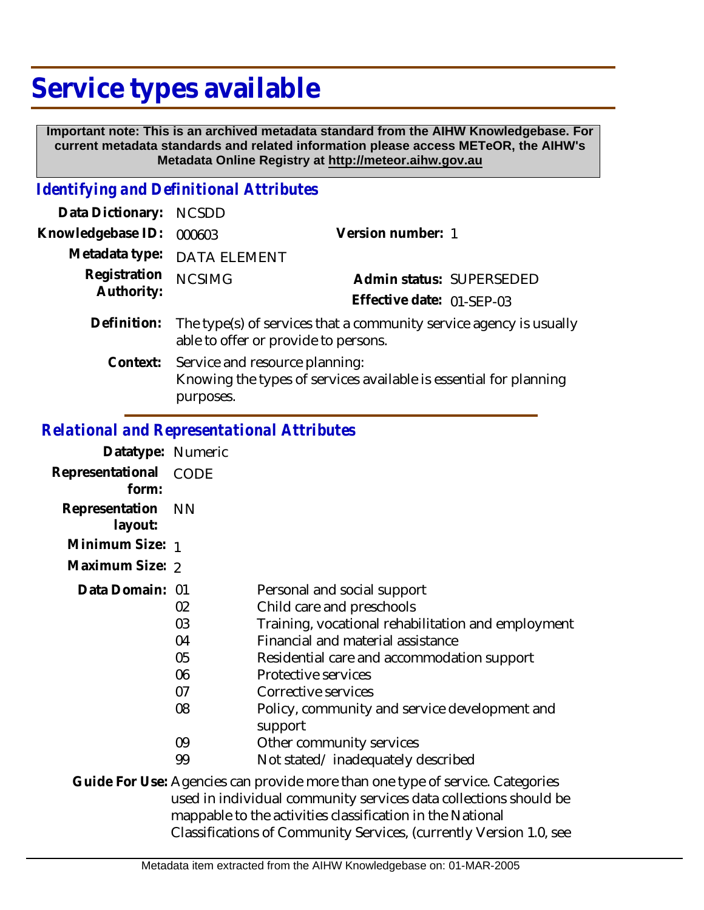# Service types available

**Important note: This is an archived metadata standard from the AIHW Knowledgebase. For current metadata standards and related information please access METeOR, the AIHW's Metadata Online Registry at http://meteor.aihw.gov.au**

## *Identifying and Definitional Attributes*

**Data Dictionary:** NCSDD

**Knowledgebase ID:** 000603 **Version number:** 1

**Metadata type:** DATA ELEMENT

**Registration Authority:** NCSIMG **Admin status:** SUPERSEDED

**Effective date:** 01-SEP-03

**Definition:** The type(s) of services that a community service agency is usually able to offer or provide to persons.

**Context:** Service and resource planning:
Knowing the types of services available is essential for planning purposes.

## *Relational and Representational Attributes*

**Datatype:** Numeric

**Representational form:** CODE

**Representation layout:** NN

**Minimum Size:** 1

**Maximum Size:** 2

**Data Domain:**

| Code | Description |
| --- | --- |
| 01 | Personal and social support |
| 02 | Child care and preschools |
| 03 | Training, vocational rehabilitation and employment |
| 04 | Financial and material assistance |
| 05 | Residential care and accommodation support |
| 06 | Protective services |
| 07 | Corrective services |
| 08 | Policy, community and service development and support |
| 09 | Other community services |
| 99 | Not stated/ inadequately described |

**Guide For Use:** Agencies can provide more than one type of service. Categories used in individual community services data collections should be mappable to the activities classification in the National Classifications of Community Services, (currently Version 1.0, see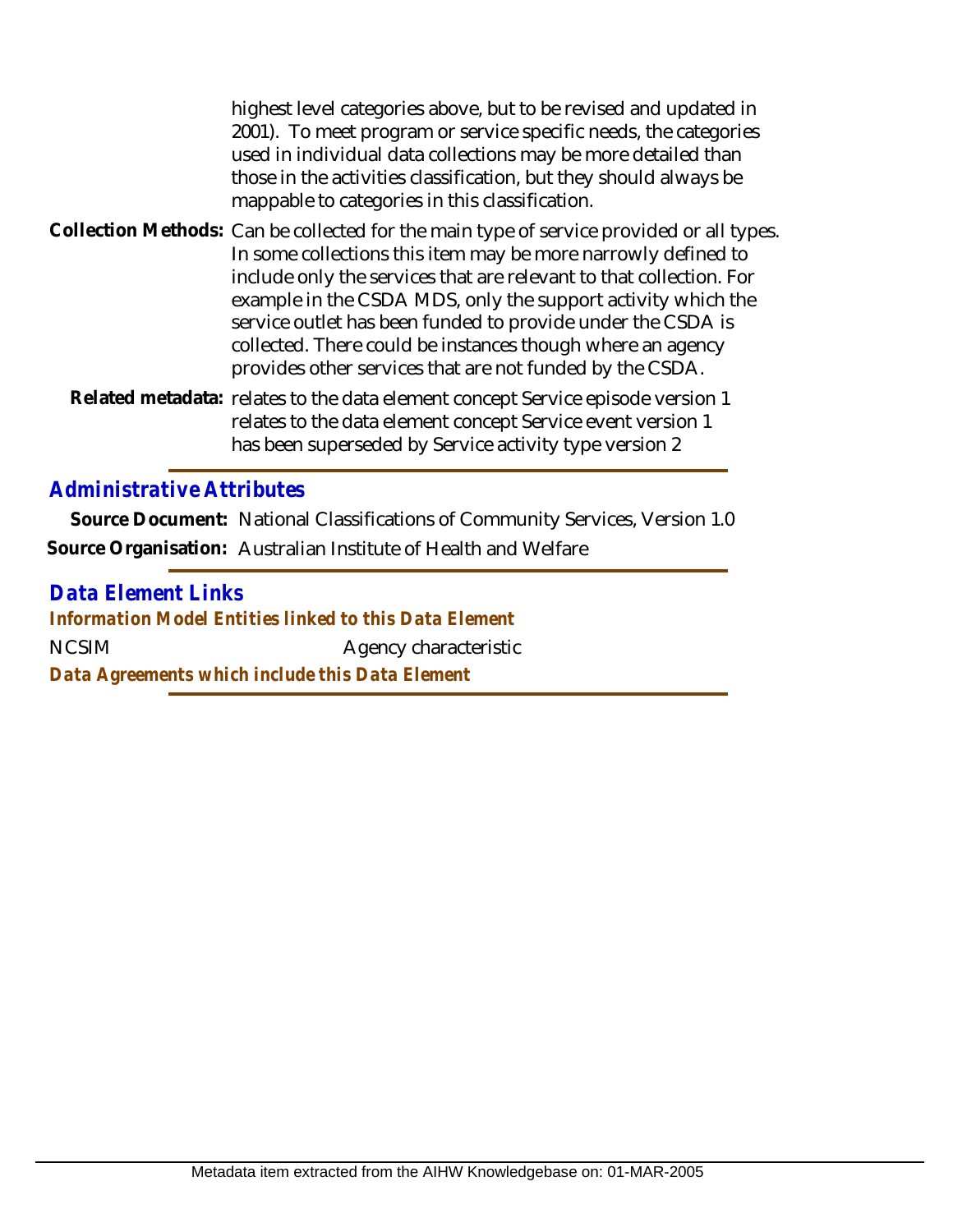highest level categories above, but to be revised and updated in 2001). To meet program or service specific needs, the categories used in individual data collections may be more detailed than those in the activities classification, but they should always be mappable to categories in this classification.

**Collection Methods:** Can be collected for the main type of service provided or all types. In some collections this item may be more narrowly defined to include only the services that are relevant to that collection. For example in the CSDA MDS, only the support activity which the service outlet has been funded to provide under the CSDA is collected. There could be instances though where an agency provides other services that are not funded by the CSDA.

**Related metadata:** relates to the data element concept Service episode version 1
relates to the data element concept Service event version 1
has been superseded by Service activity type version 2

## Administrative Attributes

**Source Document:** National Classifications of Community Services, Version 1.0

**Source Organisation:** Australian Institute of Health and Welfare

## Data Element Links

### Information Model Entities linked to this Data Element

| | |
|---|---|
| NCSIM | Agency characteristic |

### Data Agreements which include this Data Element

Metadata item extracted from the AIHW Knowledgebase on: 01-MAR-2005